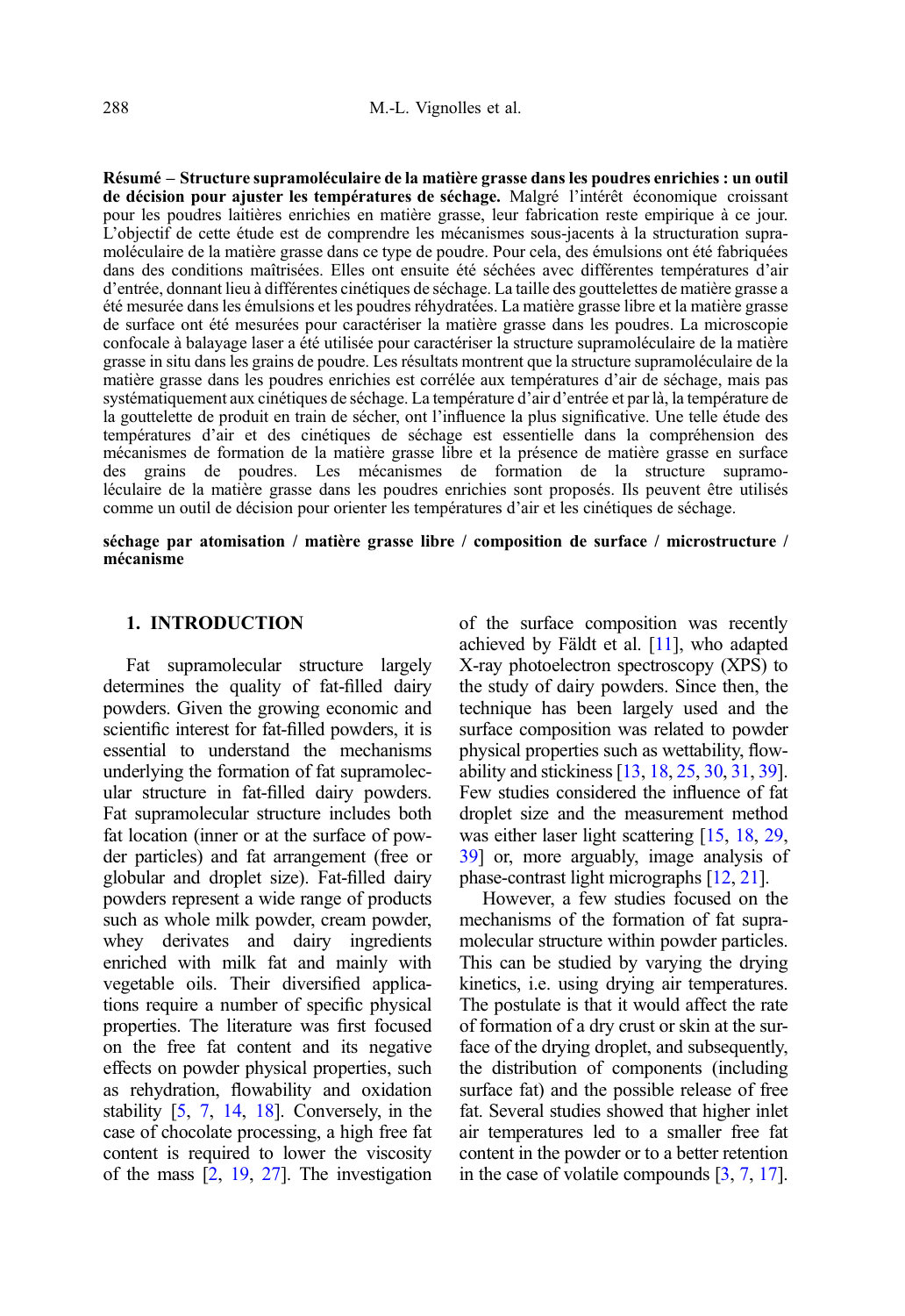**Résumé – Structure supramoléculaire de la matière grasse dans les poudres enrichies : un outil de décision pour ajuster les températures de séchage.** Malgré l'intérêt économique croissant pour les poudres laitières enrichies en matière grasse, leur fabrication reste empirique à ce jour. L'objectif de cette étude est de comprendre les mécanismes sous-jacents à la structuration supramoléculaire de la matière grasse dans ce type de poudre. Pour cela, des émulsions ont été fabriquées dans des conditions maîtrisées. Elles ont ensuite été séchées avec différentes températures d'air d'entrée, donnant lieu à différentes cinétiques de séchage. La taille des gouttelettes de matière grasse a été mesurée dans les émulsions et les poudres réhydratées. La matière grasse libre et la matière grasse de surface ont été mesurées pour caractériser la matière grasse dans les poudres. La microscopie confocale à balayage laser a été utilisée pour caractériser la structure supramoléculaire de la matière grasse in situ dans les grains de poudre. Les résultats montrent que la structure supramoléculaire de la matière grasse dans les poudres enrichies est corrélée aux températures d'air de séchage, mais pas systématiquement aux cinétiques de séchage. La température d'air d'entrée et par là, la température de la gouttelette de produit en train de sécher, ont l'influence la plus significative. Une telle étude des températures d'air et des cinétiques de séchage est essentielle dans la compréhension des mécanismes de formation de la matière grasse libre et la présence de matière grasse en surface des grains de poudres. Les mécanismes de formation de la structure supramoléculaire de la matière grasse dans les poudres enrichies sont proposés. Ils peuvent être utilisés comme un outil de décision pour orienter les températures d'air et les cinétiques de séchage.

**séchage par atomisation / matière grasse libre / composition de surface / microstructure / mécanisme**

## 1. INTRODUCTION

Fat supramolecular structure largely determines the quality of fat-filled dairy powders. Given the growing economic and scientific interest for fat-filled powders, it is essential to understand the mechanisms underlying the formation of fat supramolecular structure in fat-filled dairy powders. Fat supramolecular structure includes both fat location (inner or at the surface of powder particles) and fat arrangement (free or globular and droplet size). Fat-filled dairy powders represent a wide range of products such as whole milk powder, cream powder, whey derivates and dairy ingredients enriched with milk fat and mainly with vegetable oils. Their diversified applications require a number of specific physical properties. The literature was first focused on the free fat content and its negative effects on powder physical properties, such as rehydration, flowability and oxidation stability [5, 7, 14, 18]. Conversely, in the case of chocolate processing, a high free fat content is required to lower the viscosity of the mass [2, 19, 27]. The investigation of the surface composition was recently achieved by Fäldt et al. [11], who adapted X-ray photoelectron spectroscopy (XPS) to the study of dairy powders. Since then, the technique has been largely used and the surface composition was related to powder physical properties such as wettability, flowability and stickiness [13, 18, 25, 30, 31, 39]. Few studies considered the influence of fat droplet size and the measurement method was either laser light scattering [15, 18, 29, 39] or, more arguably, image analysis of phase-contrast light micrographs [12, 21].

However, a few studies focused on the mechanisms of the formation of fat supramolecular structure within powder particles. This can be studied by varying the drying kinetics, i.e. using drying air temperatures. The postulate is that it would affect the rate of formation of a dry crust or skin at the surface of the drying droplet, and subsequently, the distribution of components (including surface fat) and the possible release of free fat. Several studies showed that higher inlet air temperatures led to a smaller free fat content in the powder or to a better retention in the case of volatile compounds [3, 7, 17].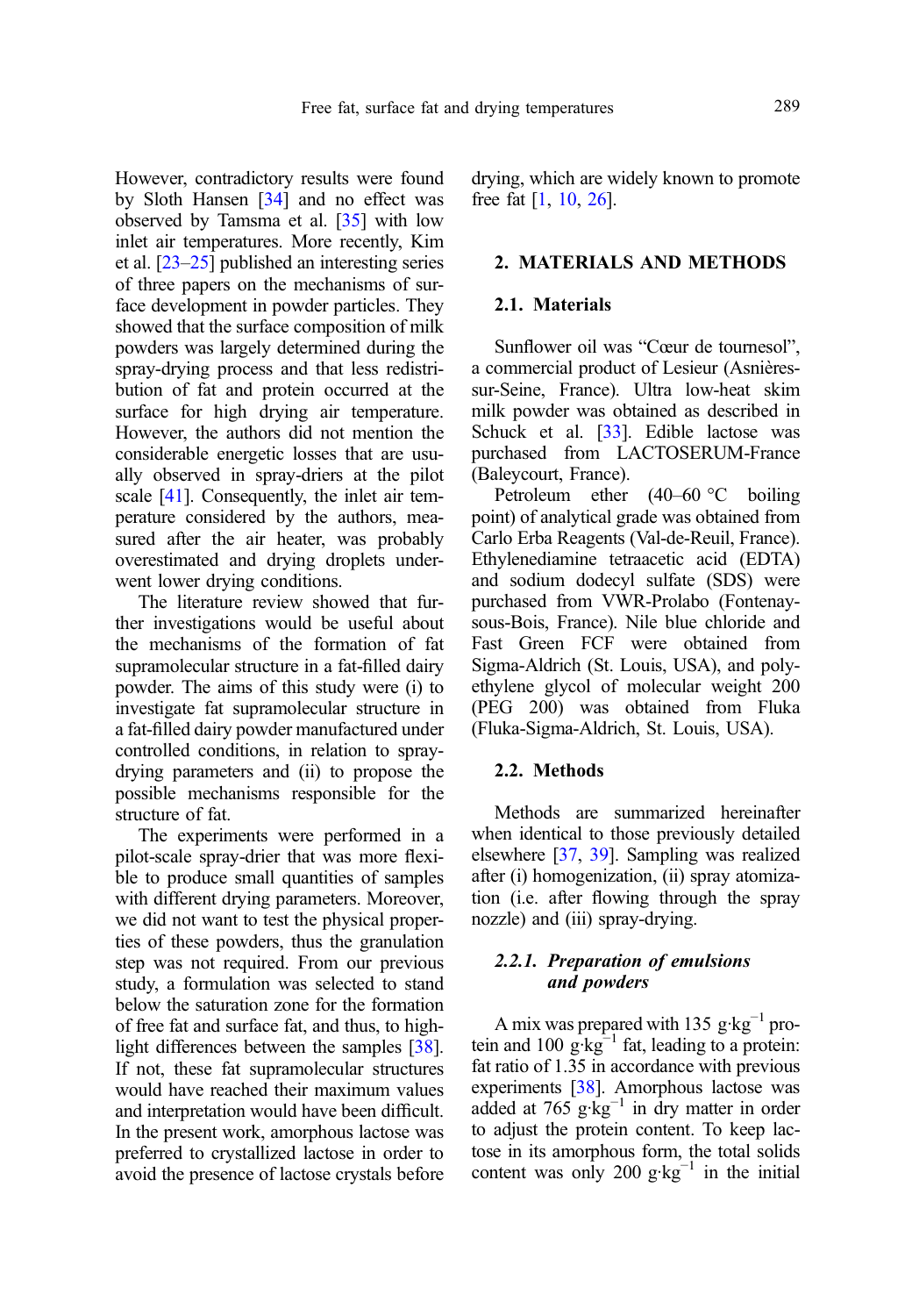However, contradictory results were found by Sloth Hansen [34] and no effect was observed by Tamsma et al. [35] with low inlet air temperatures. More recently, Kim et al. [23–25] published an interesting series of three papers on the mechanisms of surface development in powder particles. They showed that the surface composition of milk powders was largely determined during the spray-drying process and that less redistribution of fat and protein occurred at the surface for high drying air temperature. However, the authors did not mention the considerable energetic losses that are usually observed in spray-driers at the pilot scale [41]. Consequently, the inlet air temperature considered by the authors, measured after the air heater, was probably overestimated and drying droplets underwent lower drying conditions.

The literature review showed that further investigations would be useful about the mechanisms of the formation of fat supramolecular structure in a fat-filled dairy powder. The aims of this study were (i) to investigate fat supramolecular structure in a fat-filled dairy powder manufactured under controlled conditions, in relation to spray-drying parameters and (ii) to propose the possible mechanisms responsible for the structure of fat.

The experiments were performed in a pilot-scale spray-drier that was more flexible to produce small quantities of samples with different drying parameters. Moreover, we did not want to test the physical properties of these powders, thus the granulation step was not required. From our previous study, a formulation was selected to stand below the saturation zone for the formation of free fat and surface fat, and thus, to highlight differences between the samples [38]. If not, these fat supramolecular structures would have reached their maximum values and interpretation would have been difficult. In the present work, amorphous lactose was preferred to crystallized lactose in order to avoid the presence of lactose crystals before drying, which are widely known to promote free fat [1, 10, 26].

## 2. MATERIALS AND METHODS

### 2.1. Materials

Sunflower oil was "Cœur de tournesol", a commercial product of Lesieur (Asnières-sur-Seine, France). Ultra low-heat skim milk powder was obtained as described in Schuck et al. [33]. Edible lactose was purchased from LACTOSERUM-France (Baleycourt, France).

Petroleum ether (40–60 °C boiling point) of analytical grade was obtained from Carlo Erba Reagents (Val-de-Reuil, France). Ethylenediamine tetraacetic acid (EDTA) and sodium dodecyl sulfate (SDS) were purchased from VWR-Prolabo (Fontenay-sous-Bois, France). Nile blue chloride and Fast Green FCF were obtained from Sigma-Aldrich (St. Louis, USA), and polyethylene glycol of molecular weight 200 (PEG 200) was obtained from Fluka (Fluka-Sigma-Aldrich, St. Louis, USA).

### 2.2. Methods

Methods are summarized hereinafter when identical to those previously detailed elsewhere [37, 39]. Sampling was realized after (i) homogenization, (ii) spray atomization (i.e. after flowing through the spray nozzle) and (iii) spray-drying.

#### *2.2.1. Preparation of emulsions and powders*

A mix was prepared with 135 $g \cdot kg^{-1}$ protein and 100 $g \cdot kg^{-1}$ fat, leading to a protein: fat ratio of 1.35 in accordance with previous experiments [38]. Amorphous lactose was added at 765 $g \cdot kg^{-1}$ in dry matter in order to adjust the protein content. To keep lactose in its amorphous form, the total solids content was only 200 $g \cdot kg^{-1}$ in the initial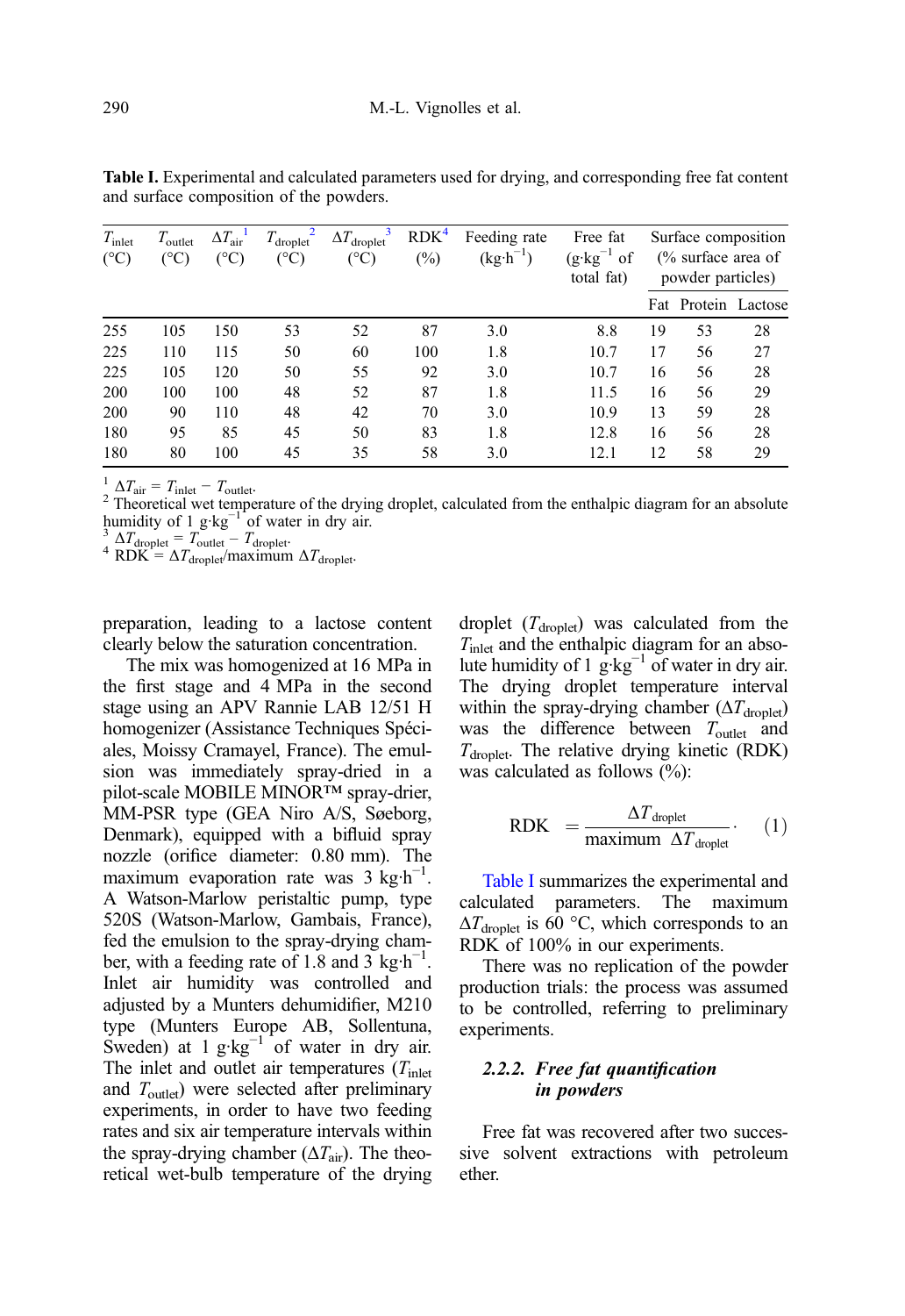**Table I.** Experimental and calculated parameters used for drying, and corresponding free fat content and surface composition of the powders.

| $T_{inlet}$ (°C) | $T_{outlet}$ (°C) | $\Delta T_{air}$[1] (°C) | $T_{droplet}$[2] (°C) | $\Delta T_{droplet}$[3] (°C) | RDK[4] (%) | Feeding rate ($kg \cdot h^{-1}$) | Free fat ($g \cdot kg^{-1}$ of total fat) | Surface composition (% surface area of powder particles) | | |
|---|---|---|---|---|---|---|---|---|---|---|
| | | | | | | | | Fat | Protein | Lactose |
| 255 | 105 | 150 | 53 | 52 | 87 | 3.0 | 8.8 | 19 | 53 | 28 |
| 225 | 110 | 115 | 50 | 60 | 100 | 1.8 | 10.7 | 17 | 56 | 27 |
| 225 | 105 | 120 | 50 | 55 | 92 | 3.0 | 10.7 | 16 | 56 | 28 |
| 200 | 100 | 100 | 48 | 52 | 87 | 1.8 | 11.5 | 16 | 56 | 29 |
| 200 | 90 | 110 | 48 | 42 | 70 | 3.0 | 10.9 | 13 | 59 | 28 |
| 180 | 95 | 85 | 45 | 50 | 83 | 1.8 | 12.8 | 16 | 56 | 28 |
| 180 | 80 | 100 | 45 | 35 | 58 | 3.0 | 12.1 | 12 | 58 | 29 |

[1] $\Delta T_{air} = T_{inlet} - T_{outlet}$.
[2] Theoretical wet temperature of the drying droplet, calculated from the enthalpic diagram for an absolute humidity of 1 $g \cdot kg^{-1}$ of water in dry air.
[3] $\Delta T_{droplet} = T_{outlet} - T_{droplet}$.
[4] RDK = $\Delta T_{droplet}$/maximum $\Delta T_{droplet}$.

preparation, leading to a lactose content clearly below the saturation concentration.

The mix was homogenized at 16 MPa in the first stage and 4 MPa in the second stage using an APV Rannie LAB 12/51 H homogenizer (Assistance Techniques Spéciales, Moissy Cramayel, France). The emulsion was immediately spray-dried in a pilot-scale MOBILE MINOR™ spray-drier, MM-PSR type (GEA Niro A/S, Søeborg, Denmark), equipped with a bifluid spray nozzle (orifice diameter: 0.80 mm). The maximum evaporation rate was 3 $kg \cdot h^{-1}$. A Watson-Marlow peristaltic pump, type 520S (Watson-Marlow, Gambais, France), fed the emulsion to the spray-drying chamber, with a feeding rate of 1.8 and 3 $kg \cdot h^{-1}$. Inlet air humidity was controlled and adjusted by a Munters dehumidifier, M210 type (Munters Europe AB, Sollentuna, Sweden) at 1 $g \cdot kg^{-1}$ of water in dry air. The inlet and outlet air temperatures ($T_{inlet}$ and $T_{outlet}$) were selected after preliminary experiments, in order to have two feeding rates and six air temperature intervals within the spray-drying chamber ($\Delta T_{air}$). The theoretical wet-bulb temperature of the drying droplet ($T_{droplet}$) was calculated from the $T_{inlet}$ and the enthalpic diagram for an absolute humidity of 1 $g \cdot kg^{-1}$ of water in dry air. The drying droplet temperature interval within the spray-drying chamber ($\Delta T_{droplet}$) was the difference between $T_{outlet}$ and $T_{droplet}$. The relative drying kinetic (RDK) was calculated as follows (%):

$$\text{RDK} = \frac{\Delta T_{\text{droplet}}}{\text{maximum } \Delta T_{\text{droplet}}}. \quad (1)$$

Table I summarizes the experimental and calculated parameters. The maximum $\Delta T_{droplet}$ is 60 °C, which corresponds to an RDK of 100% in our experiments.

There was no replication of the powder production trials: the process was assumed to be controlled, referring to preliminary experiments.

#### 2.2.2. *Free fat quantification in powders*

Free fat was recovered after two successive solvent extractions with petroleum ether.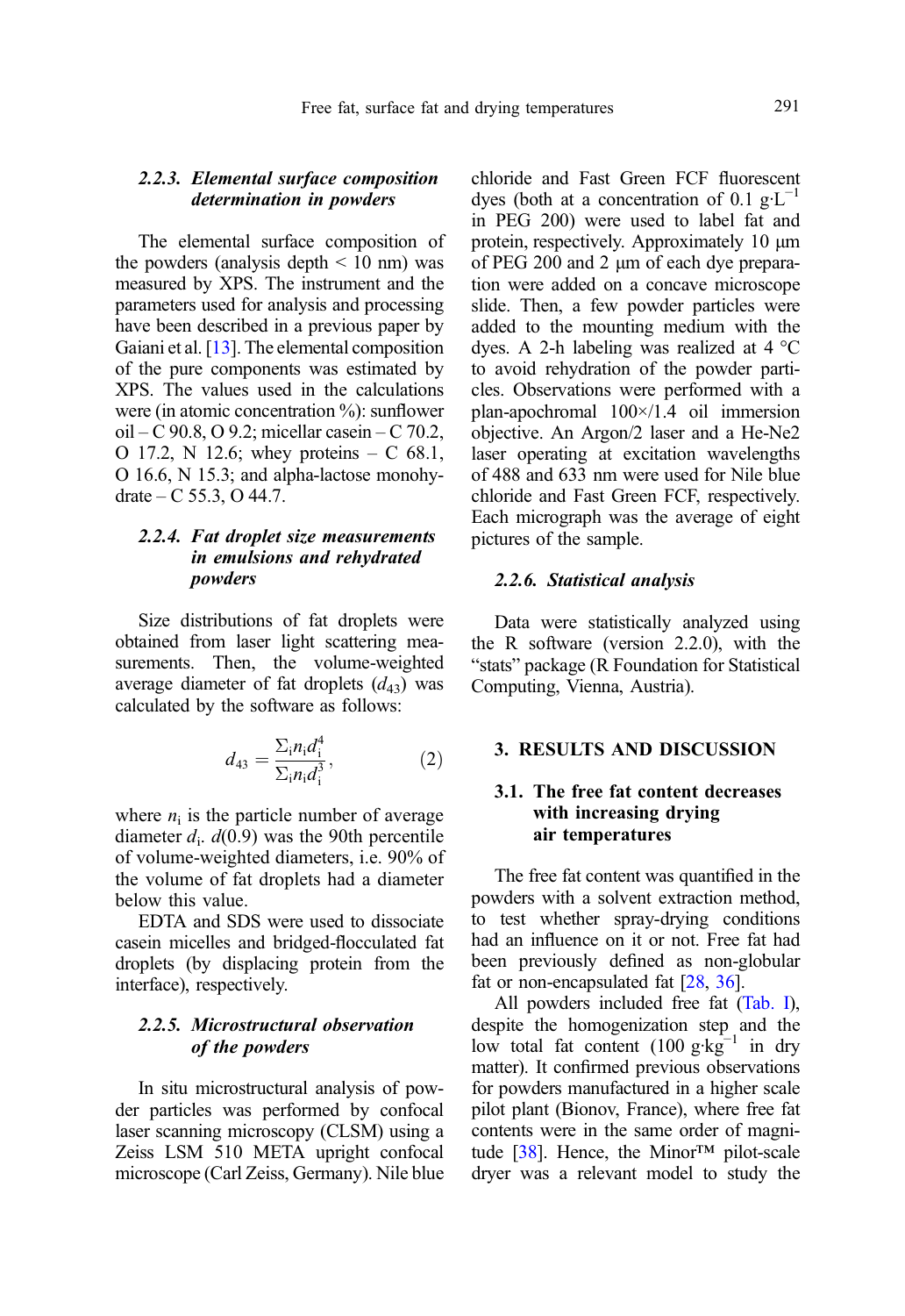### 2.2.3. *Elemental surface composition determination in powders*

The elemental surface composition of the powders (analysis depth < 10 nm) was measured by XPS. The instrument and the parameters used for analysis and processing have been described in a previous paper by Gaiani et al. [13]. The elemental composition of the pure components was estimated by XPS. The values used in the calculations were (in atomic concentration %): sunflower oil – C 90.8, O 9.2; micellar casein – C 70.2, O 17.2, N 12.6; whey proteins – C 68.1, O 16.6, N 15.3; and alpha-lactose monohydrate – C 55.3, O 44.7.

### 2.2.4. *Fat droplet size measurements in emulsions and rehydrated powders*

Size distributions of fat droplets were obtained from laser light scattering measurements. Then, the volume-weighted average diameter of fat droplets ($d_{43}$) was calculated by the software as follows:

$$d_{43} = \frac{\Sigma_i n_i d_i^4}{\Sigma_i n_i d_i^3}, \tag{2}$$

where $n_i$ is the particle number of average diameter $d_i$. $d(0.9)$ was the 90th percentile of volume-weighted diameters, i.e. 90% of the volume of fat droplets had a diameter below this value.

EDTA and SDS were used to dissociate casein micelles and bridged-flocculated fat droplets (by displacing protein from the interface), respectively.

### 2.2.5. *Microstructural observation of the powders*

In situ microstructural analysis of powder particles was performed by confocal laser scanning microscopy (CLSM) using a Zeiss LSM 510 META upright confocal microscope (Carl Zeiss, Germany). Nile blue chloride and Fast Green FCF fluorescent dyes (both at a concentration of 0.1 g·L$^{-1}$ in PEG 200) were used to label fat and protein, respectively. Approximately 10 μm of PEG 200 and 2 μm of each dye preparation were added on a concave microscope slide. Then, a few powder particles were added to the mounting medium with the dyes. A 2-h labeling was realized at 4 °C to avoid rehydration of the powder particles. Observations were performed with a plan-apochromal 100×/1.4 oil immersion objective. An Argon/2 laser and a He-Ne2 laser operating at excitation wavelengths of 488 and 633 nm were used for Nile blue chloride and Fast Green FCF, respectively. Each micrograph was the average of eight pictures of the sample.

### 2.2.6. *Statistical analysis*

Data were statistically analyzed using the R software (version 2.2.0), with the "stats" package (R Foundation for Statistical Computing, Vienna, Austria).

## 3. RESULTS AND DISCUSSION

### 3.1. The free fat content decreases with increasing drying air temperatures

The free fat content was quantified in the powders with a solvent extraction method, to test whether spray-drying conditions had an influence on it or not. Free fat had been previously defined as non-globular fat or non-encapsulated fat [28, 36].

All powders included free fat (Tab. I), despite the homogenization step and the low total fat content (100 g·kg$^{-1}$ in dry matter). It confirmed previous observations for powders manufactured in a higher scale pilot plant (Bionov, France), where free fat contents were in the same order of magnitude [38]. Hence, the Minor™ pilot-scale dryer was a relevant model to study the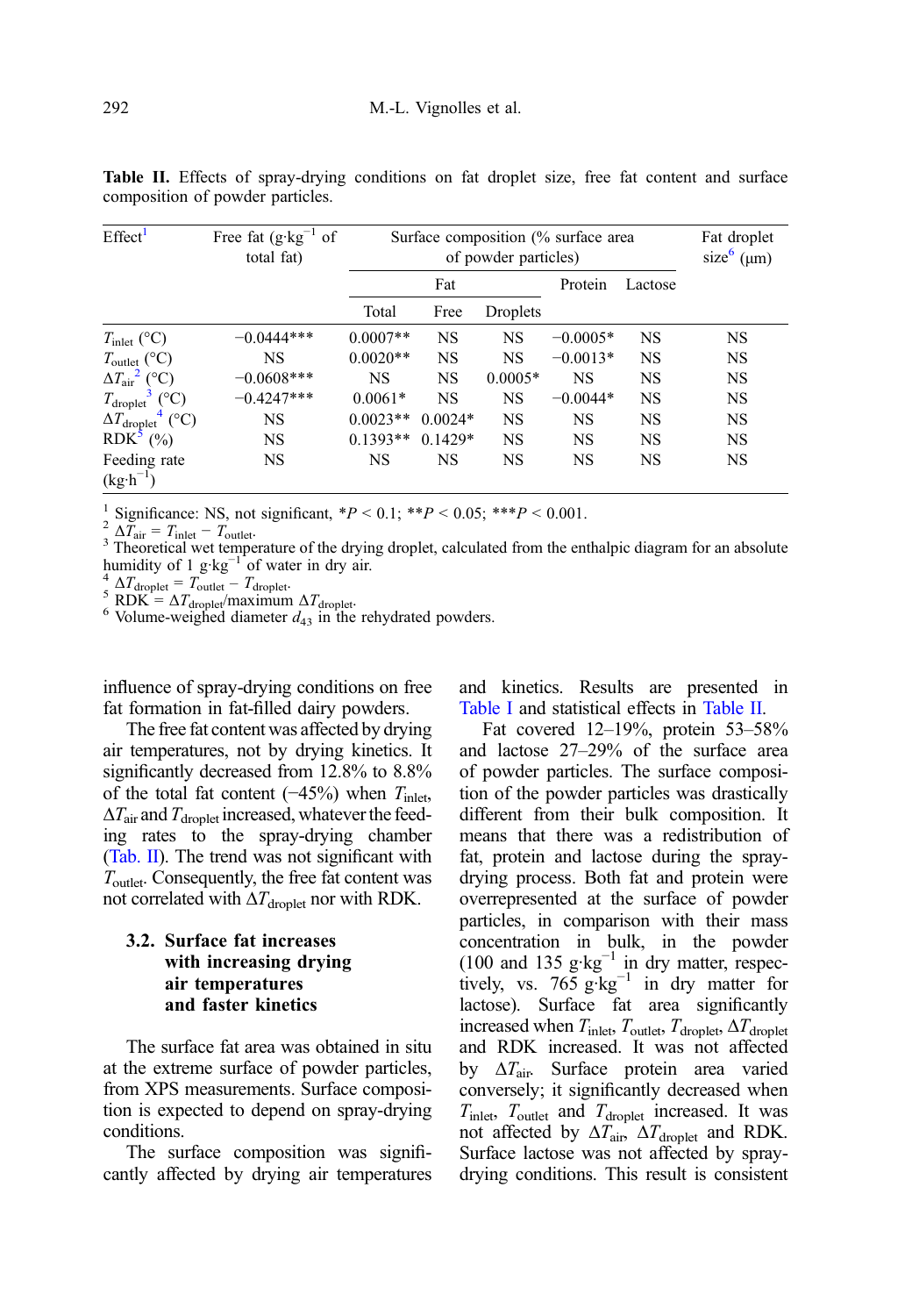**Table II.** Effects of spray-drying conditions on fat droplet size, free fat content and surface composition of powder particles.

| Effect[1] | Free fat (g·kg$^{-1}$ of total fat) | Surface composition (% surface area of powder particles) | | | | | Fat droplet size[6] (μm) |
|---|---|---|---|---|---|---|---|
| | | Fat | | | Protein | Lactose | |
| | | Total | Free | Droplets | | | |
| $T_{inlet}$ (°C) | −0.0444*** | 0.0007** | NS | NS | −0.0005* | NS | NS |
| $T_{outlet}$ (°C) | NS | 0.0020** | NS | NS | −0.0013* | NS | NS |
| $\Delta T_{air}$[2] (°C) | −0.0608*** | NS | NS | 0.0005* | NS | NS | NS |
| $T_{droplet}$[3] (°C) | −0.4247*** | 0.0061* | NS | NS | −0.0044* | NS | NS |
| $\Delta T_{droplet}$[4] (°C) | NS | 0.0023** | 0.0024* | NS | NS | NS | NS |
| RDK[5] (%) | NS | 0.1393** | 0.1429* | NS | NS | NS | NS |
| Feeding rate (kg·h$^{-1}$) | NS | NS | NS | NS | NS | NS | NS |

[1] Significance: NS, not significant, *$P < 0.1$; **$P < 0.05$; ***$P < 0.001$.
[2] $\Delta T_{air} = T_{inlet} - T_{outlet}$.
[3] Theoretical wet temperature of the drying droplet, calculated from the enthalpic diagram for an absolute humidity of 1 g·kg$^{-1}$ of water in dry air.
[4] $\Delta T_{droplet} = T_{outlet} - T_{droplet}$.
[5] RDK = $\Delta T_{droplet}$/maximum $\Delta T_{droplet}$.
[6] Volume-weighed diameter $d_{43}$ in the rehydrated powders.

influence of spray-drying conditions on free fat formation in fat-filled dairy powders.

The free fat content was affected by drying air temperatures, not by drying kinetics. It significantly decreased from 12.8% to 8.8% of the total fat content (−45%) when $T_{inlet}$, $\Delta T_{air}$ and $T_{droplet}$ increased, whatever the feeding rates to the spray-drying chamber (Tab. II). The trend was not significant with $T_{outlet}$. Consequently, the free fat content was not correlated with $\Delta T_{droplet}$ nor with RDK.

### 3.2. Surface fat increases with increasing drying air temperatures and faster kinetics

The surface fat area was obtained in situ at the extreme surface of powder particles, from XPS measurements. Surface composition is expected to depend on spray-drying conditions.

The surface composition was significantly affected by drying air temperatures and kinetics. Results are presented in Table I and statistical effects in Table II.

Fat covered 12–19%, protein 53–58% and lactose 27–29% of the surface area of powder particles. The surface composition of the powder particles was drastically different from their bulk composition. It means that there was a redistribution of fat, protein and lactose during the spray-drying process. Both fat and protein were overrepresented at the surface of powder particles, in comparison with their mass concentration in bulk, in the powder (100 and 135 g·kg$^{-1}$ in dry matter, respectively, vs. 765 g·kg$^{-1}$ in dry matter for lactose). Surface fat area significantly increased when $T_{inlet}$, $T_{outlet}$, $T_{droplet}$, $\Delta T_{droplet}$ and RDK increased. It was not affected by $\Delta T_{air}$. Surface protein area varied conversely; it significantly decreased when $T_{inlet}$, $T_{outlet}$ and $T_{droplet}$ increased. It was not affected by $\Delta T_{air}$, $\Delta T_{droplet}$ and RDK. Surface lactose was not affected by spray-drying conditions. This result is consistent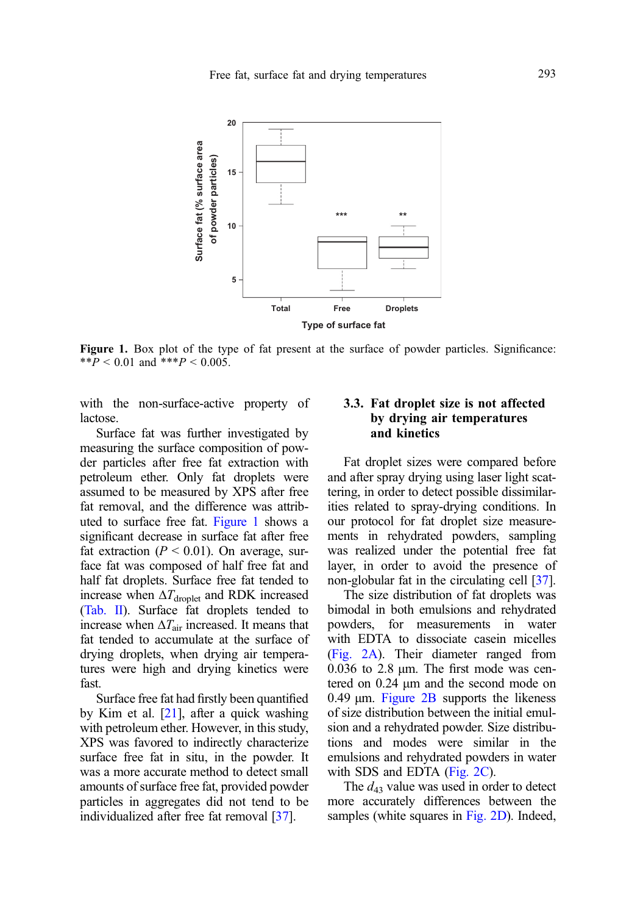Figure 1. Box plot of the type of fat present at the surface of powder particles. Significance: $**P < 0.01$ and $***P < 0.005$.

with the non-surface-active property of lactose.

Surface fat was further investigated by measuring the surface composition of powder particles after free fat extraction with petroleum ether. Only fat droplets were assumed to be measured by XPS after free fat removal, and the difference was attributed to surface free fat. Figure 1 shows a significant decrease in surface fat after free fat extraction ($P < 0.01$). On average, surface fat was composed of half free fat and half fat droplets. Surface free fat tended to increase when $\Delta T_{droplet}$ and RDK increased (Tab. II). Surface fat droplets tended to increase when $\Delta T_{air}$ increased. It means that fat tended to accumulate at the surface of drying droplets, when drying air temperatures were high and drying kinetics were fast.

Surface free fat had firstly been quantified by Kim et al. [21], after a quick washing with petroleum ether. However, in this study, XPS was favored to indirectly characterize surface free fat in situ, in the powder. It was a more accurate method to detect small amounts of surface free fat, provided powder particles in aggregates did not tend to be individualized after free fat removal [37].

### 3.3. Fat droplet size is not affected by drying air temperatures and kinetics

Fat droplet sizes were compared before and after spray drying using laser light scattering, in order to detect possible dissimilarities related to spray-drying conditions. In our protocol for fat droplet size measurements in rehydrated powders, sampling was realized under the potential free fat layer, in order to avoid the presence of non-globular fat in the circulating cell [37].

The size distribution of fat droplets was bimodal in both emulsions and rehydrated powders, for measurements in water with EDTA to dissociate casein micelles (Fig. 2A). Their diameter ranged from 0.036 to 2.8 µm. The first mode was centered on 0.24 µm and the second mode on 0.49 µm. Figure 2B supports the likeness of size distribution between the initial emulsion and a rehydrated powder. Size distributions and modes were similar in the emulsions and rehydrated powders in water with SDS and EDTA (Fig. 2C).

The $d_{43}$ value was used in order to detect more accurately differences between the samples (white squares in Fig. 2D). Indeed,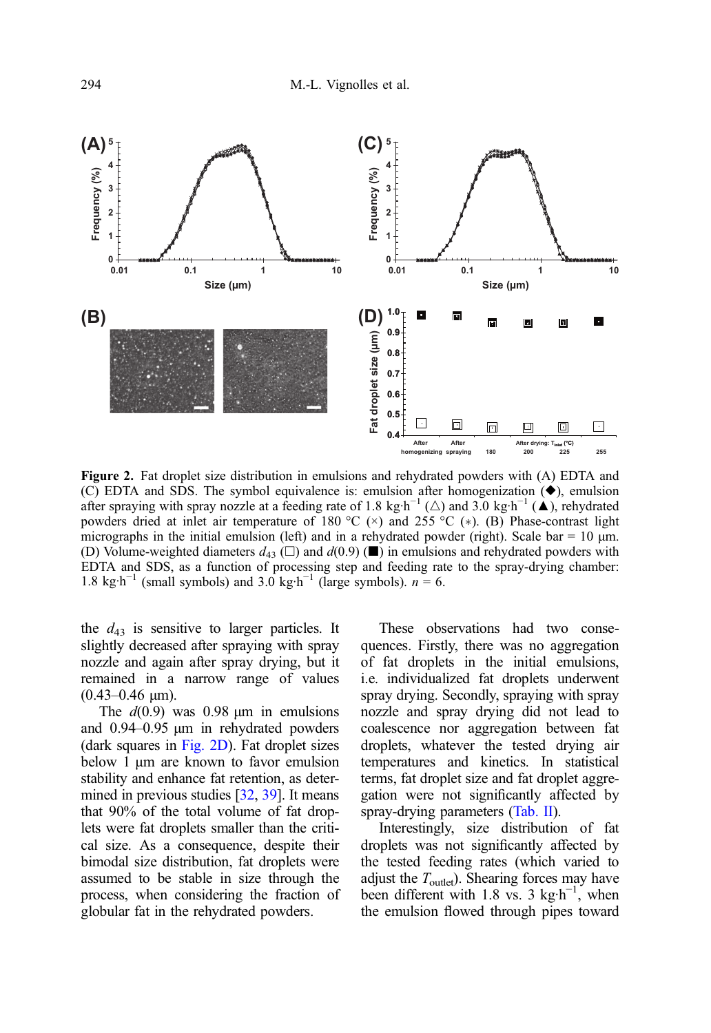**Figure 2.** Fat droplet size distribution in emulsions and rehydrated powders with (A) EDTA and (C) EDTA and SDS. The symbol equivalence is: emulsion after homogenization (◆), emulsion after spraying with spray nozzle at a feeding rate of 1.8 kg·h$^{-1}$ (△) and 3.0 kg·h$^{-1}$ (▲), rehydrated powders dried at inlet air temperature of 180 °C (×) and 255 °C (∗). (B) Phase-contrast light micrographs in the initial emulsion (left) and in a rehydrated powder (right). Scale bar = 10 µm. (D) Volume-weighted diameters $d_{43}$ (□) and $d(0.9)$ (■) in emulsions and rehydrated powders with EDTA and SDS, as a function of processing step and feeding rate to the spray-drying chamber: 1.8 kg·h$^{-1}$ (small symbols) and 3.0 kg·h$^{-1}$ (large symbols). $n$ = 6.

the $d_{43}$ is sensitive to larger particles. It slightly decreased after spraying with spray nozzle and again after spray drying, but it remained in a narrow range of values (0.43–0.46 µm).

The $d(0.9)$ was 0.98 µm in emulsions and 0.94–0.95 µm in rehydrated powders (dark squares in Fig. 2D). Fat droplet sizes below 1 µm are known to favor emulsion stability and enhance fat retention, as determined in previous studies [32, 39]. It means that 90% of the total volume of fat droplets were fat droplets smaller than the critical size. As a consequence, despite their bimodal size distribution, fat droplets were assumed to be stable in size through the process, when considering the fraction of globular fat in the rehydrated powders.

These observations had two consequences. Firstly, there was no aggregation of fat droplets in the initial emulsions, i.e. individualized fat droplets underwent spray drying. Secondly, spraying with spray nozzle and spray drying did not lead to coalescence nor aggregation between fat droplets, whatever the tested drying air temperatures and kinetics. In statistical terms, fat droplet size and fat droplet aggregation were not significantly affected by spray-drying parameters (Tab. II).

Interestingly, size distribution of fat droplets was not significantly affected by the tested feeding rates (which varied to adjust the $T_{outlet}$). Shearing forces may have been different with 1.8 vs. 3 kg·h$^{-1}$, when the emulsion flowed through pipes toward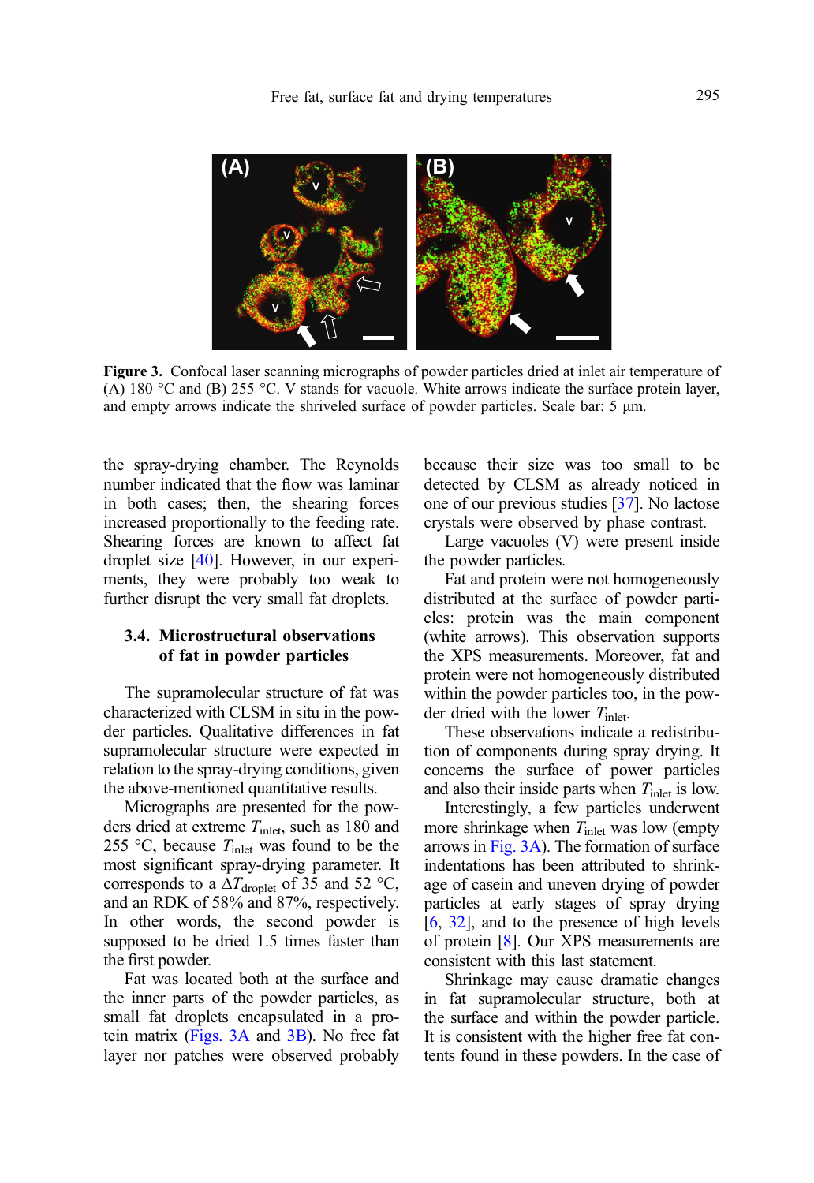Figure 3. Confocal laser scanning micrographs of powder particles dried at inlet air temperature of (A) 180 °C and (B) 255 °C. V stands for vacuole. White arrows indicate the surface protein layer, and empty arrows indicate the shriveled surface of powder particles. Scale bar: 5 μm.

the spray-drying chamber. The Reynolds number indicated that the flow was laminar in both cases; then, the shearing forces increased proportionally to the feeding rate. Shearing forces are known to affect fat droplet size [40]. However, in our experiments, they were probably too weak to further disrupt the very small fat droplets.

### 3.4. Microstructural observations of fat in powder particles

The supramolecular structure of fat was characterized with CLSM in situ in the powder particles. Qualitative differences in fat supramolecular structure were expected in relation to the spray-drying conditions, given the above-mentioned quantitative results.

Micrographs are presented for the powders dried at extreme $T_{inlet}$, such as 180 and 255 °C, because $T_{inlet}$ was found to be the most significant spray-drying parameter. It corresponds to a $\Delta T_{droplet}$ of 35 and 52 °C, and an RDK of 58% and 87%, respectively. In other words, the second powder is supposed to be dried 1.5 times faster than the first powder.

Fat was located both at the surface and the inner parts of the powder particles, as small fat droplets encapsulated in a protein matrix (Figs. 3A and 3B). No free fat layer nor patches were observed probably because their size was too small to be detected by CLSM as already noticed in one of our previous studies [37]. No lactose crystals were observed by phase contrast.

Large vacuoles (V) were present inside the powder particles.

Fat and protein were not homogeneously distributed at the surface of powder particles: protein was the main component (white arrows). This observation supports the XPS measurements. Moreover, fat and protein were not homogeneously distributed within the powder particles too, in the powder dried with the lower $T_{inlet}$.

These observations indicate a redistribution of components during spray drying. It concerns the surface of power particles and also their inside parts when $T_{inlet}$ is low.

Interestingly, a few particles underwent more shrinkage when $T_{inlet}$ was low (empty arrows in Fig. 3A). The formation of surface indentations has been attributed to shrinkage of casein and uneven drying of powder particles at early stages of spray drying [6, 32], and to the presence of high levels of protein [8]. Our XPS measurements are consistent with this last statement.

Shrinkage may cause dramatic changes in fat supramolecular structure, both at the surface and within the powder particle. It is consistent with the higher free fat contents found in these powders. In the case of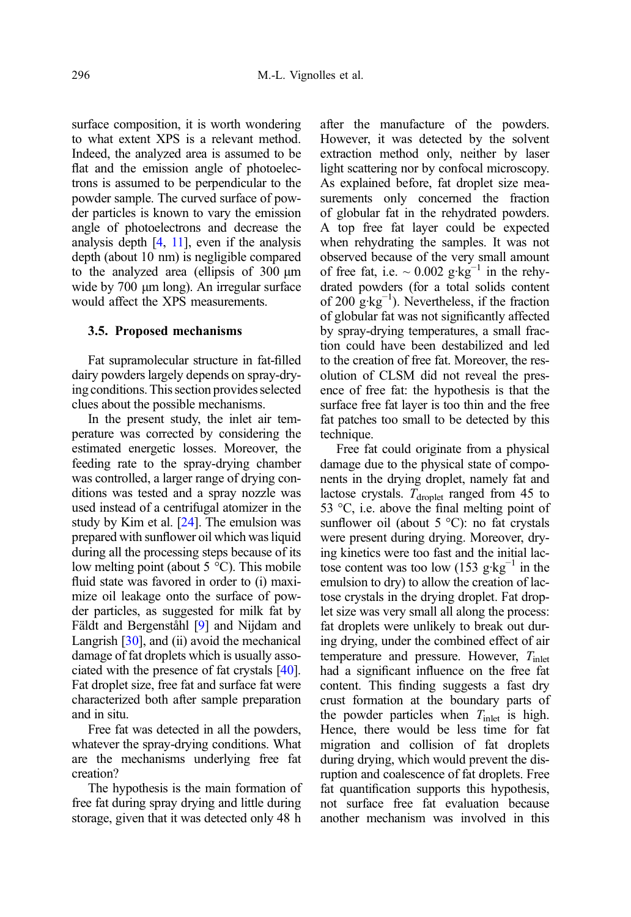surface composition, it is worth wondering to what extent XPS is a relevant method. Indeed, the analyzed area is assumed to be flat and the emission angle of photoelectrons is assumed to be perpendicular to the powder sample. The curved surface of powder particles is known to vary the emission angle of photoelectrons and decrease the analysis depth [4, 11], even if the analysis depth (about 10 nm) is negligible compared to the analyzed area (ellipsis of 300 µm wide by 700 µm long). An irregular surface would affect the XPS measurements.

### 3.5. Proposed mechanisms

Fat supramolecular structure in fat-filled dairy powders largely depends on spray-drying conditions. This section provides selected clues about the possible mechanisms.

In the present study, the inlet air temperature was corrected by considering the estimated energetic losses. Moreover, the feeding rate to the spray-drying chamber was controlled, a larger range of drying conditions was tested and a spray nozzle was used instead of a centrifugal atomizer in the study by Kim et al. [24]. The emulsion was prepared with sunflower oil which was liquid during all the processing steps because of its low melting point (about 5 °C). This mobile fluid state was favored in order to (i) maximize oil leakage onto the surface of powder particles, as suggested for milk fat by Fäldt and Bergenståhl [9] and Nijdam and Langrish [30], and (ii) avoid the mechanical damage of fat droplets which is usually associated with the presence of fat crystals [40]. Fat droplet size, free fat and surface fat were characterized both after sample preparation and in situ.

Free fat was detected in all the powders, whatever the spray-drying conditions. What are the mechanisms underlying free fat creation?

The hypothesis is the main formation of free fat during spray drying and little during storage, given that it was detected only 48 h after the manufacture of the powders. However, it was detected by the solvent extraction method only, neither by laser light scattering nor by confocal microscopy. As explained before, fat droplet size measurements only concerned the fraction of globular fat in the rehydrated powders. A top free fat layer could be expected when rehydrating the samples. It was not observed because of the very small amount of free fat, i.e. ~ 0.002 g·kg$^{-1}$ in the rehydrated powders (for a total solids content of 200 g·kg$^{-1}$). Nevertheless, if the fraction of globular fat was not significantly affected by spray-drying temperatures, a small fraction could have been destabilized and led to the creation of free fat. Moreover, the resolution of CLSM did not reveal the presence of free fat: the hypothesis is that the surface free fat layer is too thin and the free fat patches too small to be detected by this technique.

Free fat could originate from a physical damage due to the physical state of components in the drying droplet, namely fat and lactose crystals. $T_{droplet}$ ranged from 45 to 53 °C, i.e. above the final melting point of sunflower oil (about 5 °C): no fat crystals were present during drying. Moreover, drying kinetics were too fast and the initial lactose content was too low (153 g·kg$^{-1}$ in the emulsion to dry) to allow the creation of lactose crystals in the drying droplet. Fat droplet size was very small all along the process: fat droplets were unlikely to break out during drying, under the combined effect of air temperature and pressure. However, $T_{inlet}$ had a significant influence on the free fat content. This finding suggests a fast dry crust formation at the boundary parts of the powder particles when $T_{inlet}$ is high. Hence, there would be less time for fat migration and collision of fat droplets during drying, which would prevent the disruption and coalescence of fat droplets. Free fat quantification supports this hypothesis, not surface free fat evaluation because another mechanism was involved in this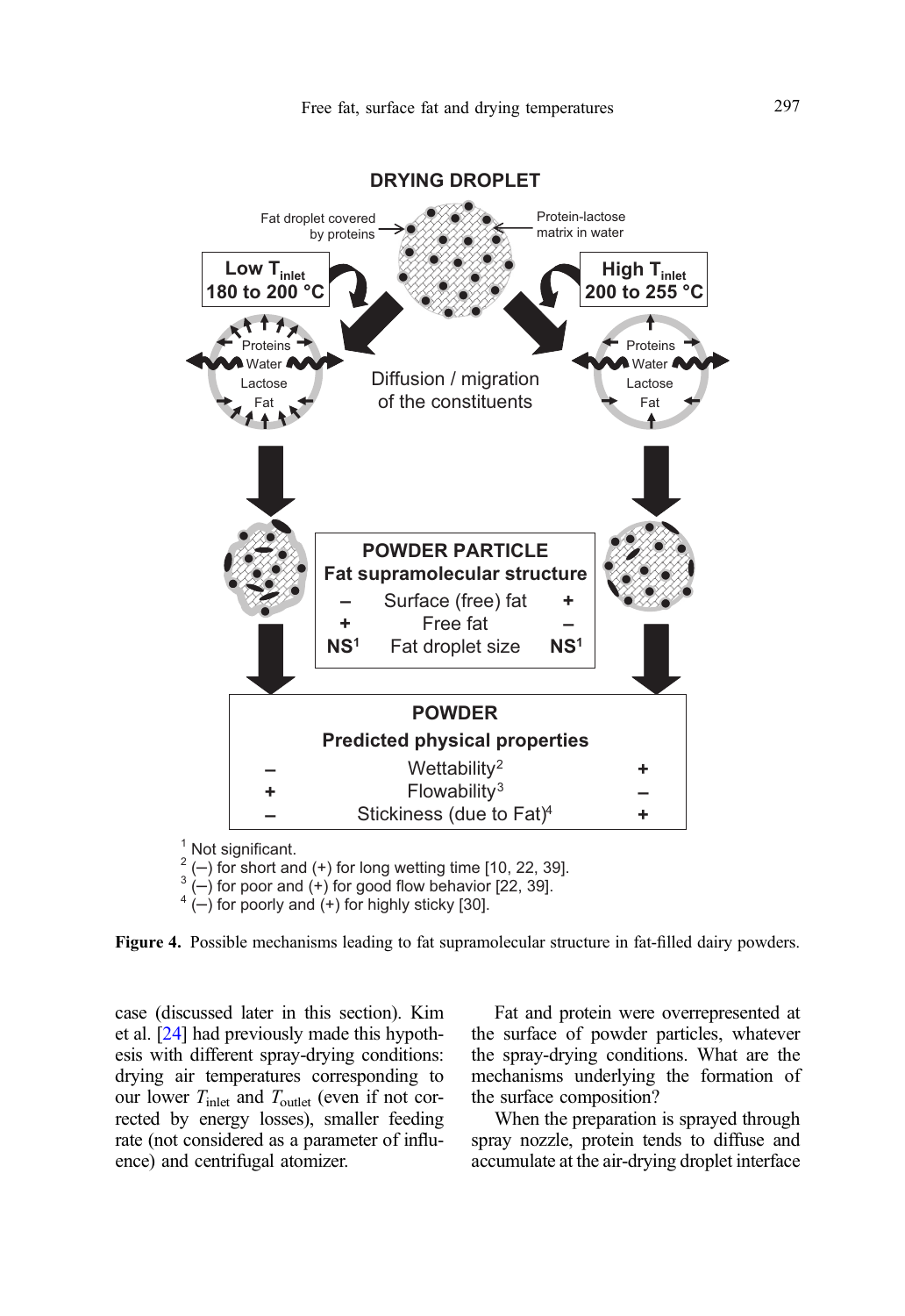DRYING DROPLET

Fat droplet covered by proteins

Protein-lactose matrix in water

| Low $T_{inlet}$ 180 to 200 °C | | High $T_{inlet}$ 200 to 255 °C |
|---|---|---|

Diffusion / migration of the constituents

| | POWDER PARTICLE Fat supramolecular structure | |
|---|---|---|
| – | Surface (free) fat | + |
| + | Free fat | – |
| NS[1] | Fat droplet size | NS[1] |

| | POWDER Predicted physical properties | |
|---|---|---|
| – | Wettability[2] | + |
| + | Flowability[3] | – |
| – | Stickiness (due to Fat)[4] | + |

[1] Not significant.
[2] (–) for short and (+) for long wetting time [10, 22, 39].
[3] (–) for poor and (+) for good flow behavior [22, 39].
[4] (–) for poorly and (+) for highly sticky [30].

**Figure 4.** Possible mechanisms leading to fat supramolecular structure in fat-filled dairy powders.

case (discussed later in this section). Kim et al. [24] had previously made this hypothesis with different spray-drying conditions: drying air temperatures corresponding to our lower $T_{inlet}$ and $T_{outlet}$ (even if not corrected by energy losses), smaller feeding rate (not considered as a parameter of influence) and centrifugal atomizer.

Fat and protein were overrepresented at the surface of powder particles, whatever the spray-drying conditions. What are the mechanisms underlying the formation of the surface composition?

When the preparation is sprayed through spray nozzle, protein tends to diffuse and accumulate at the air-drying droplet interface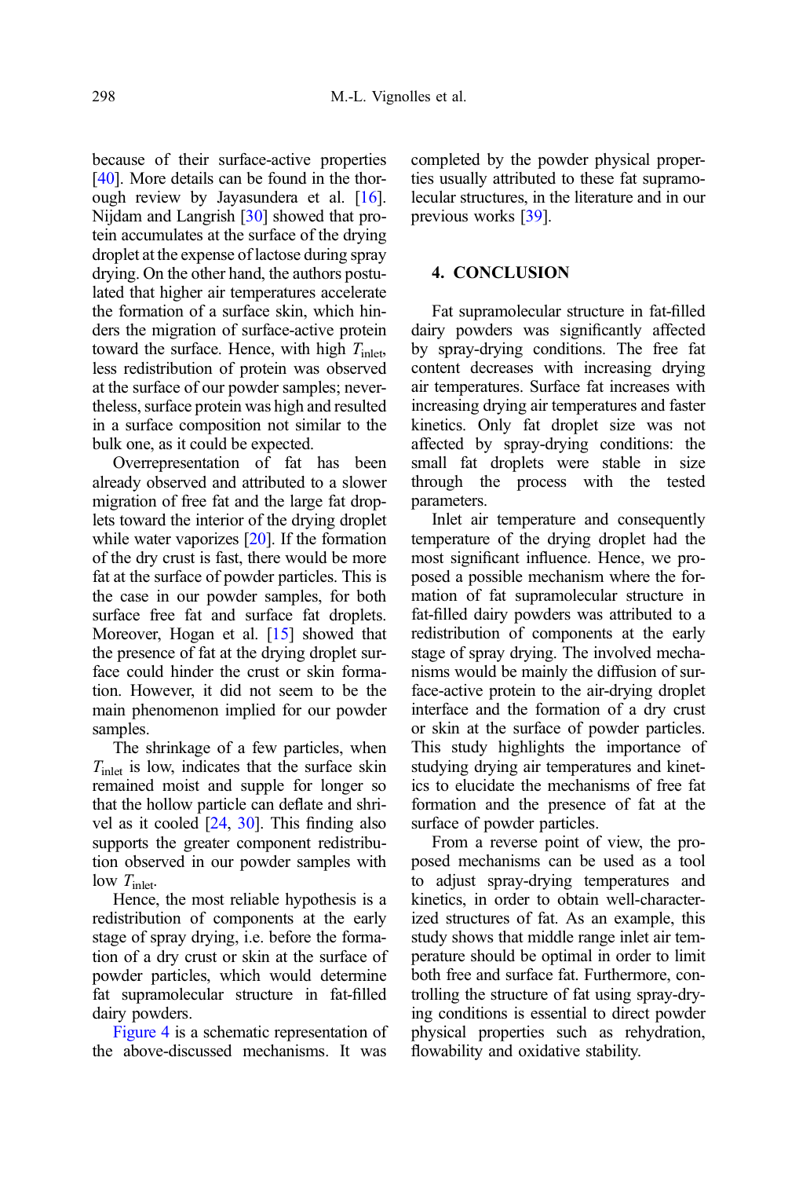because of their surface-active properties [40]. More details can be found in the thorough review by Jayasundera et al. [16]. Nijdam and Langrish [30] showed that protein accumulates at the surface of the drying droplet at the expense of lactose during spray drying. On the other hand, the authors postulated that higher air temperatures accelerate the formation of a surface skin, which hinders the migration of surface-active protein toward the surface. Hence, with high $T_{inlet}$, less redistribution of protein was observed at the surface of our powder samples; nevertheless, surface protein was high and resulted in a surface composition not similar to the bulk one, as it could be expected.

Overrepresentation of fat has been already observed and attributed to a slower migration of free fat and the large fat droplets toward the interior of the drying droplet while water vaporizes [20]. If the formation of the dry crust is fast, there would be more fat at the surface of powder particles. This is the case in our powder samples, for both surface free fat and surface fat droplets. Moreover, Hogan et al. [15] showed that the presence of fat at the drying droplet surface could hinder the crust or skin formation. However, it did not seem to be the main phenomenon implied for our powder samples.

The shrinkage of a few particles, when $T_{inlet}$ is low, indicates that the surface skin remained moist and supple for longer so that the hollow particle can deflate and shrivel as it cooled [24, 30]. This finding also supports the greater component redistribution observed in our powder samples with low $T_{inlet}$.

Hence, the most reliable hypothesis is a redistribution of components at the early stage of spray drying, i.e. before the formation of a dry crust or skin at the surface of powder particles, which would determine fat supramolecular structure in fat-filled dairy powders.

Figure 4 is a schematic representation of the above-discussed mechanisms. It was completed by the powder physical properties usually attributed to these fat supramolecular structures, in the literature and in our previous works [39].

## 4. CONCLUSION

Fat supramolecular structure in fat-filled dairy powders was significantly affected by spray-drying conditions. The free fat content decreases with increasing drying air temperatures. Surface fat increases with increasing drying air temperatures and faster kinetics. Only fat droplet size was not affected by spray-drying conditions: the small fat droplets were stable in size through the process with the tested parameters.

Inlet air temperature and consequently temperature of the drying droplet had the most significant influence. Hence, we proposed a possible mechanism where the formation of fat supramolecular structure in fat-filled dairy powders was attributed to a redistribution of components at the early stage of spray drying. The involved mechanisms would be mainly the diffusion of surface-active protein to the air-drying droplet interface and the formation of a dry crust or skin at the surface of powder particles. This study highlights the importance of studying drying air temperatures and kinetics to elucidate the mechanisms of free fat formation and the presence of fat at the surface of powder particles.

From a reverse point of view, the proposed mechanisms can be used as a tool to adjust spray-drying temperatures and kinetics, in order to obtain well-characterized structures of fat. As an example, this study shows that middle range inlet air temperature should be optimal in order to limit both free and surface fat. Furthermore, controlling the structure of fat using spray-drying conditions is essential to direct powder physical properties such as rehydration, flowability and oxidative stability.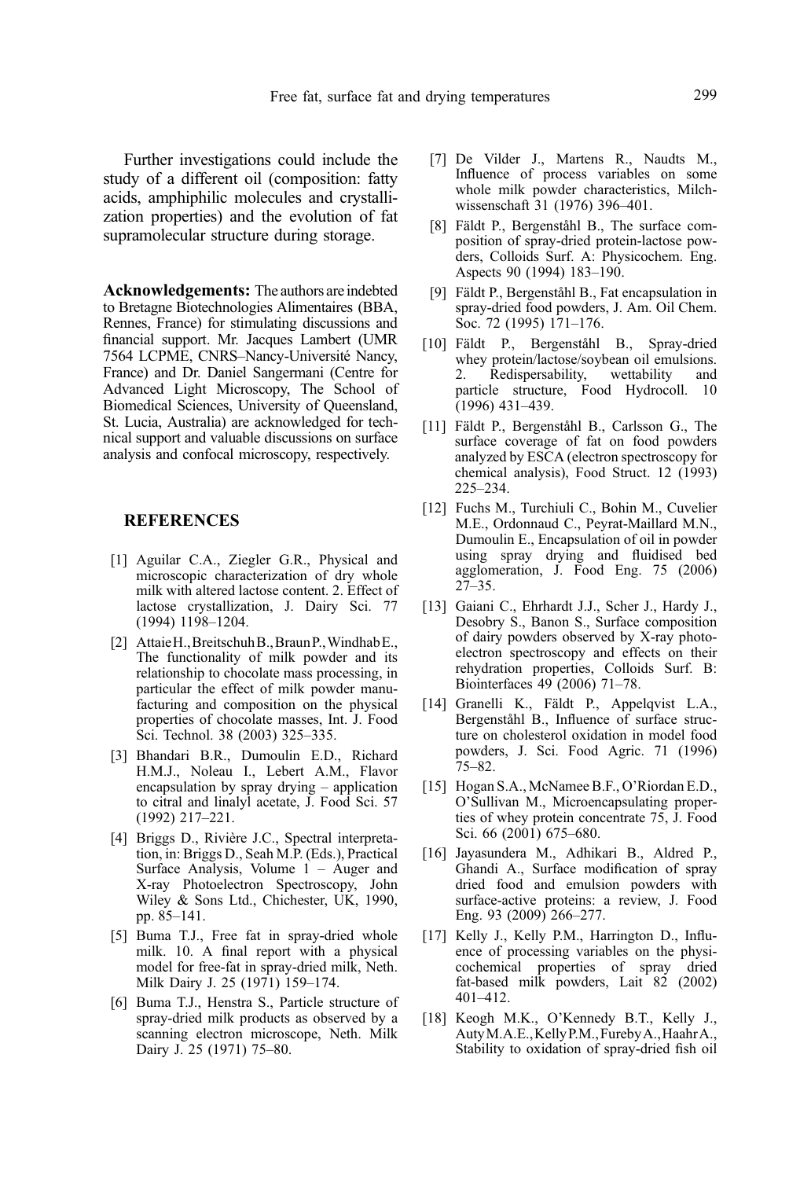Further investigations could include the study of a different oil (composition: fatty acids, amphiphilic molecules and crystallization properties) and the evolution of fat supramolecular structure during storage.

**Acknowledgements:** The authors are indebted to Bretagne Biotechnologies Alimentaires (BBA, Rennes, France) for stimulating discussions and financial support. Mr. Jacques Lambert (UMR 7564 LCPME, CNRS–Nancy-Université Nancy, France) and Dr. Daniel Sangermani (Centre for Advanced Light Microscopy, The School of Biomedical Sciences, University of Queensland, St. Lucia, Australia) are acknowledged for technical support and valuable discussions on surface analysis and confocal microscopy, respectively.

## REFERENCES

[1] Aguilar C.A., Ziegler G.R., Physical and microscopic characterization of dry whole milk with altered lactose content. 2. Effect of lactose crystallization, J. Dairy Sci. 77 (1994) 1198–1204.

[2] Attaie H., Breitschuh B., Braun P., Windhab E., The functionality of milk powder and its relationship to chocolate mass processing, in particular the effect of milk powder manufacturing and composition on the physical properties of chocolate masses, Int. J. Food Sci. Technol. 38 (2003) 325–335.

[3] Bhandari B.R., Dumoulin E.D., Richard H.M.J., Noleau I., Lebert A.M., Flavor encapsulation by spray drying – application to citral and linalyl acetate, J. Food Sci. 57 (1992) 217–221.

[4] Briggs D., Rivière J.C., Spectral interpretation, in: Briggs D., Seah M.P. (Eds.), Practical Surface Analysis, Volume 1 – Auger and X-ray Photoelectron Spectroscopy, John Wiley & Sons Ltd., Chichester, UK, 1990, pp. 85–141.

[5] Buma T.J., Free fat in spray-dried whole milk. 10. A final report with a physical model for free-fat in spray-dried milk, Neth. Milk Dairy J. 25 (1971) 159–174.

[6] Buma T.J., Henstra S., Particle structure of spray-dried milk products as observed by a scanning electron microscope, Neth. Milk Dairy J. 25 (1971) 75–80.

[7] De Vilder J., Martens R., Naudts M., Influence of process variables on some whole milk powder characteristics, Milchwissenschaft 31 (1976) 396–401.

[8] Fäldt P., Bergenståhl B., The surface composition of spray-dried protein-lactose powders, Colloids Surf. A: Physicochem. Eng. Aspects 90 (1994) 183–190.

[9] Fäldt P., Bergenståhl B., Fat encapsulation in spray-dried food powders, J. Am. Oil Chem. Soc. 72 (1995) 171–176.

[10] Fäldt P., Bergenståhl B., Spray-dried whey protein/lactose/soybean oil emulsions. 2. Redispersability, wettability and particle structure, Food Hydrocoll. 10 (1996) 431–439.

[11] Fäldt P., Bergenståhl B., Carlsson G., The surface coverage of fat on food powders analyzed by ESCA (electron spectroscopy for chemical analysis), Food Struct. 12 (1993) 225–234.

[12] Fuchs M., Turchiuli C., Bohin M., Cuvelier M.E., Ordonnaud C., Peyrat-Maillard M.N., Dumoulin E., Encapsulation of oil in powder using spray drying and fluidised bed agglomeration, J. Food Eng. 75 (2006) 27–35.

[13] Gaiani C., Ehrhardt J.J., Scher J., Hardy J., Desobry S., Banon S., Surface composition of dairy powders observed by X-ray photoelectron spectroscopy and effects on their rehydration properties, Colloids Surf. B: Biointerfaces 49 (2006) 71–78.

[14] Granelli K., Fäldt P., Appelqvist L.A., Bergenståhl B., Influence of surface structure on cholesterol oxidation in model food powders, J. Sci. Food Agric. 71 (1996) 75–82.

[15] Hogan S.A., McNamee B.F., O'Riordan E.D., O'Sullivan M., Microencapsulating properties of whey protein concentrate 75, J. Food Sci. 66 (2001) 675–680.

[16] Jayasundera M., Adhikari B., Aldred P., Ghandi A., Surface modification of spray dried food and emulsion powders with surface-active proteins: a review, J. Food Eng. 93 (2009) 266–277.

[17] Kelly J., Kelly P.M., Harrington D., Influence of processing variables on the physicochemical properties of spray dried fat-based milk powders, Lait 82 (2002) 401–412.

[18] Keogh M.K., O'Kennedy B.T., Kelly J., Auty M.A.E., Kelly P.M., Fureby A., Haahr A., Stability to oxidation of spray-dried fish oil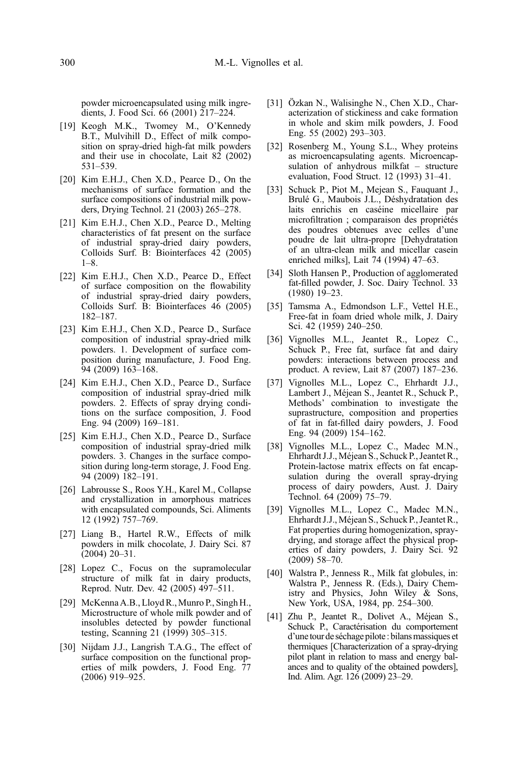powder microencapsulated using milk ingredients, J. Food Sci. 66 (2001) 217–224.

[19] Keogh M.K., Twomey M., O'Kennedy B.T., Mulvihill D., Effect of milk composition on spray-dried high-fat milk powders and their use in chocolate, Lait 82 (2002) 531–539.

[20] Kim E.H.J., Chen X.D., Pearce D., On the mechanisms of surface formation and the surface compositions of industrial milk powders, Drying Technol. 21 (2003) 265–278.

[21] Kim E.H.J., Chen X.D., Pearce D., Melting characteristics of fat present on the surface of industrial spray-dried dairy powders, Colloids Surf. B: Biointerfaces 42 (2005) 1–8.

[22] Kim E.H.J., Chen X.D., Pearce D., Effect of surface composition on the flowability of industrial spray-dried dairy powders, Colloids Surf. B: Biointerfaces 46 (2005) 182–187.

[23] Kim E.H.J., Chen X.D., Pearce D., Surface composition of industrial spray-dried milk powders. 1. Development of surface composition during manufacture, J. Food Eng. 94 (2009) 163–168.

[24] Kim E.H.J., Chen X.D., Pearce D., Surface composition of industrial spray-dried milk powders. 2. Effects of spray drying conditions on the surface composition, J. Food Eng. 94 (2009) 169–181.

[25] Kim E.H.J., Chen X.D., Pearce D., Surface composition of industrial spray-dried milk powders. 3. Changes in the surface composition during long-term storage, J. Food Eng. 94 (2009) 182–191.

[26] Labrousse S., Roos Y.H., Karel M., Collapse and crystallization in amorphous matrices with encapsulated compounds, Sci. Aliments 12 (1992) 757–769.

[27] Liang B., Hartel R.W., Effects of milk powders in milk chocolate, J. Dairy Sci. 87 (2004) 20–31.

[28] Lopez C., Focus on the supramolecular structure of milk fat in dairy products, Reprod. Nutr. Dev. 42 (2005) 497–511.

[29] McKenna A.B., Lloyd R., Munro P., Singh H., Microstructure of whole milk powder and of insolubles detected by powder functional testing, Scanning 21 (1999) 305–315.

[30] Nijdam J.J., Langrish T.A.G., The effect of surface composition on the functional properties of milk powders, J. Food Eng. 77 (2006) 919–925.

[31] Özkan N., Walisinghe N., Chen X.D., Characterization of stickiness and cake formation in whole and skim milk powders, J. Food Eng. 55 (2002) 293–303.

[32] Rosenberg M., Young S.L., Whey proteins as microencapsulating agents. Microencapsulation of anhydrous milkfat – structure evaluation, Food Struct. 12 (1993) 31–41.

[33] Schuck P., Piot M., Mejean S., Fauquant J., Brulé G., Maubois J.L., Déshydratation des laits enrichis en caséine micellaire par microfiltration ; comparaison des propriétés des poudres obtenues avec celles d'une poudre de lait ultra-propre [Dehydratation of an ultra-clean milk and micellar casein enriched milks], Lait 74 (1994) 47–63.

[34] Sloth Hansen P., Production of agglomerated fat-filled powder, J. Soc. Dairy Technol. 33 (1980) 19–23.

[35] Tamsma A., Edmondson L.F., Vettel H.E., Free-fat in foam dried whole milk, J. Dairy Sci. 42 (1959) 240–250.

[36] Vignolles M.L., Jeantet R., Lopez C., Schuck P., Free fat, surface fat and dairy powders: interactions between process and product. A review, Lait 87 (2007) 187–236.

[37] Vignolles M.L., Lopez C., Ehrhardt J.J., Lambert J., Méjean S., Jeantet R., Schuck P., Methods' combination to investigate the suprastructure, composition and properties of fat in fat-filled dairy powders, J. Food Eng. 94 (2009) 154–162.

[38] Vignolles M.L., Lopez C., Madec M.N., Ehrhardt J.J., Méjean S., Schuck P., Jeantet R., Protein-lactose matrix effects on fat encapsulation during the overall spray-drying process of dairy powders, Aust. J. Dairy Technol. 64 (2009) 75–79.

[39] Vignolles M.L., Lopez C., Madec M.N., Ehrhardt J.J., Méjean S., Schuck P., Jeantet R., Fat properties during homogenization, spray-drying, and storage affect the physical properties of dairy powders, J. Dairy Sci. 92 (2009) 58–70.

[40] Walstra P., Jenness R., Milk fat globules, in: Walstra P., Jenness R. (Eds.), Dairy Chemistry and Physics, John Wiley & Sons, New York, USA, 1984, pp. 254–300.

[41] Zhu P., Jeantet R., Dolivet A., Méjean S., Schuck P., Caractérisation du comportement d'une tour de séchage pilote : bilans massiques et thermiques [Characterization of a spray-drying pilot plant in relation to mass and energy balances and to quality of the obtained powders], Ind. Alim. Agr. 126 (2009) 23–29.